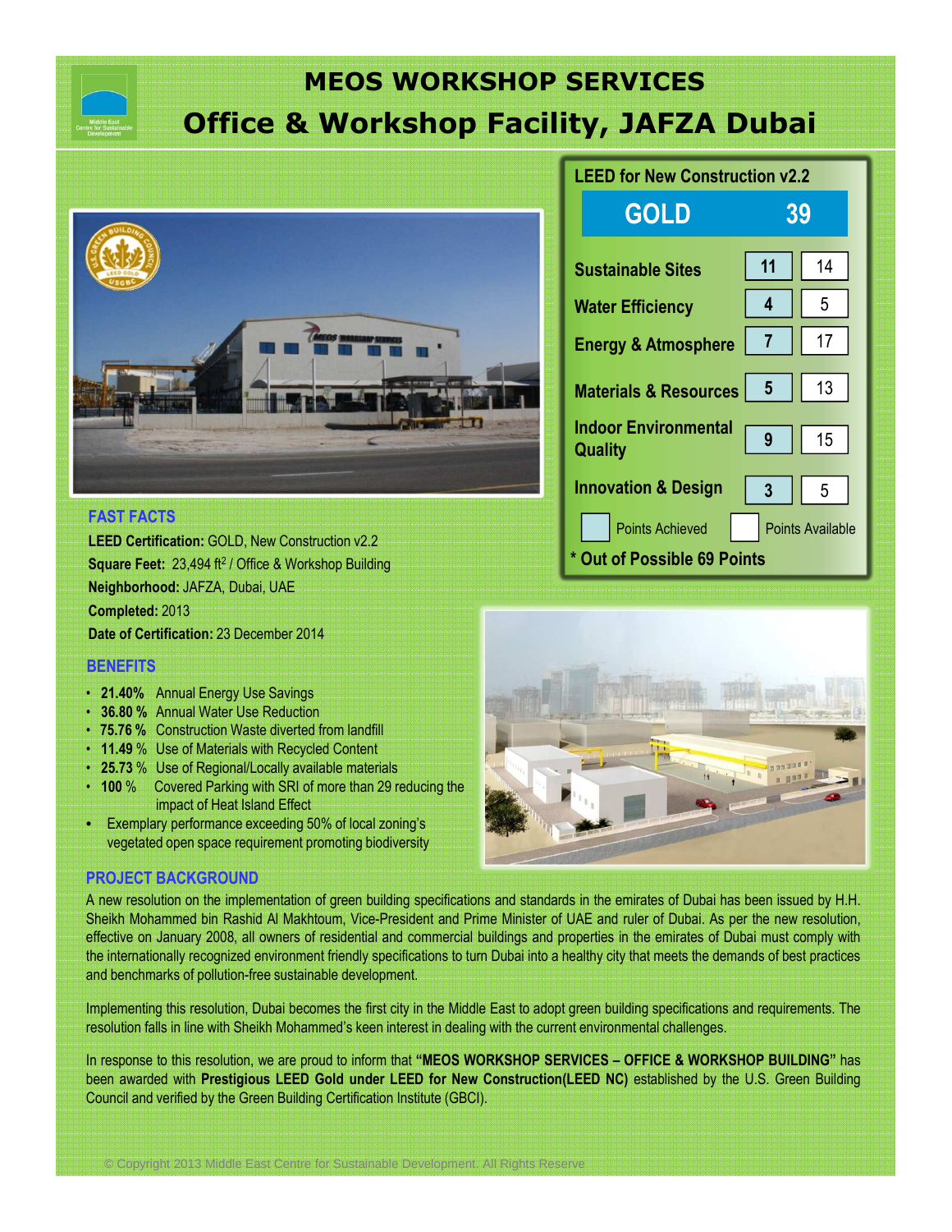# MEOS WORKSHOP SERVICES

## Office & Workshop Facility, JAFZA Dubai

### LEED for New Construction v2.2

| GOLD | 39 | |
|---|---|---|
| Sustainable Sites | 11 | 14 |
| Water Efficiency | 4 | 5 |
| Energy & Atmosphere | 7 | 17 |
| Materials & Resources | 5 | 13 |
| Indoor Environmental Quality | 9 | 15 |
| Innovation & Design | 3 | 5 |
| | Points Achieved | Points Available |

\* Out of Possible 69 Points

### FAST FACTS

**LEED Certification:** GOLD, New Construction v2.2

**Square Feet:** 23,494 ft$^2$ / Office & Workshop Building

**Neighborhood:** JAFZA, Dubai, UAE

**Completed:** 2013

**Date of Certification:** 23 December 2014

### BENEFITS

- **21.40%** Annual Energy Use Savings
- **36.80 %** Annual Water Use Reduction
- **75.76 %** Construction Waste diverted from landfill
- **11.49** % Use of Materials with Recycled Content
- **25.73** % Use of Regional/Locally available materials
- **100** % Covered Parking with SRI of more than 29 reducing the impact of Heat Island Effect
- Exemplary performance exceeding 50% of local zoning's vegetated open space requirement promoting biodiversity

### PROJECT BACKGROUND

A new resolution on the implementation of green building specifications and standards in the emirates of Dubai has been issued by H.H. Sheikh Mohammed bin Rashid Al Makhtoum, Vice-President and Prime Minister of UAE and ruler of Dubai. As per the new resolution, effective on January 2008, all owners of residential and commercial buildings and properties in the emirates of Dubai must comply with the internationally recognized environment friendly specifications to turn Dubai into a healthy city that meets the demands of best practices and benchmarks of pollution-free sustainable development.

Implementing this resolution, Dubai becomes the first city in the Middle East to adopt green building specifications and requirements. The resolution falls in line with Sheikh Mohammed's keen interest in dealing with the current environmental challenges.

In response to this resolution, we are proud to inform that **"MEOS WORKSHOP SERVICES – OFFICE & WORKSHOP BUILDING"** has been awarded with **Prestigious LEED Gold under LEED for New Construction(LEED NC)** established by the U.S. Green Building Council and verified by the Green Building Certification Institute (GBCI).

© Copyright 2013 Middle East Centre for Sustainable Development. All Rights Reserve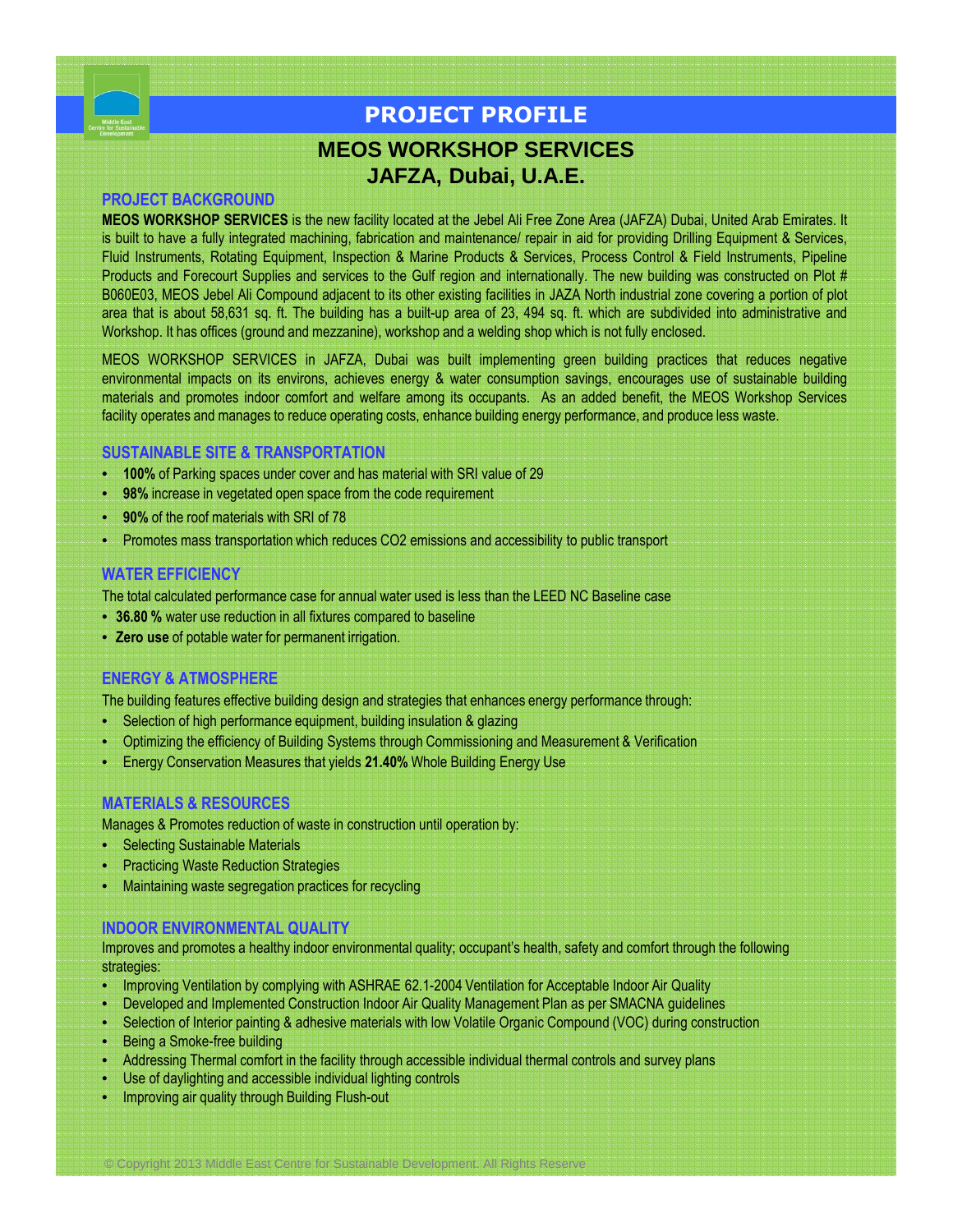# PROJECT PROFILE

## MEOS WORKSHOP SERVICES
## JAFZA, Dubai, U.A.E.

### PROJECT BACKGROUND

**MEOS WORKSHOP SERVICES** is the new facility located at the Jebel Ali Free Zone Area (JAFZA) Dubai, United Arab Emirates. It is built to have a fully integrated machining, fabrication and maintenance/ repair in aid for providing Drilling Equipment & Services, Fluid Instruments, Rotating Equipment, Inspection & Marine Products & Services, Process Control & Field Instruments, Pipeline Products and Forecourt Supplies and services to the Gulf region and internationally. The new building was constructed on Plot # B060E03, MEOS Jebel Ali Compound adjacent to its other existing facilities in JAZA North industrial zone covering a portion of plot area that is about 58,631 sq. ft. The building has a built-up area of 23, 494 sq. ft. which are subdivided into administrative and Workshop. It has offices (ground and mezzanine), workshop and a welding shop which is not fully enclosed.

MEOS WORKSHOP SERVICES in JAFZA, Dubai was built implementing green building practices that reduces negative environmental impacts on its environs, achieves energy & water consumption savings, encourages use of sustainable building materials and promotes indoor comfort and welfare among its occupants. As an added benefit, the MEOS Workshop Services facility operates and manages to reduce operating costs, enhance building energy performance, and produce less waste.

### SUSTAINABLE SITE & TRANSPORTATION

- **100%** of Parking spaces under cover and has material with SRI value of 29
- **98%** increase in vegetated open space from the code requirement
- **90%** of the roof materials with SRI of 78
- Promotes mass transportation which reduces CO2 emissions and accessibility to public transport

### WATER EFFICIENCY

The total calculated performance case for annual water used is less than the LEED NC Baseline case

- **36.80 %** water use reduction in all fixtures compared to baseline
- **Zero use** of potable water for permanent irrigation.

### ENERGY & ATMOSPHERE

The building features effective building design and strategies that enhances energy performance through:

- Selection of high performance equipment, building insulation & glazing
- Optimizing the efficiency of Building Systems through Commissioning and Measurement & Verification
- Energy Conservation Measures that yields **21.40%** Whole Building Energy Use

### MATERIALS & RESOURCES

Manages & Promotes reduction of waste in construction until operation by:

- Selecting Sustainable Materials
- Practicing Waste Reduction Strategies
- Maintaining waste segregation practices for recycling

### INDOOR ENVIRONMENTAL QUALITY

Improves and promotes a healthy indoor environmental quality; occupant's health, safety and comfort through the following strategies:

- Improving Ventilation by complying with ASHRAE 62.1-2004 Ventilation for Acceptable Indoor Air Quality
- Developed and Implemented Construction Indoor Air Quality Management Plan as per SMACNA guidelines
- Selection of Interior painting & adhesive materials with low Volatile Organic Compound (VOC) during construction
- Being a Smoke-free building
- Addressing Thermal comfort in the facility through accessible individual thermal controls and survey plans
- Use of daylighting and accessible individual lighting controls
- Improving air quality through Building Flush-out

© Copyright 2013 Middle East Centre for Sustainable Development. All Rights Reserve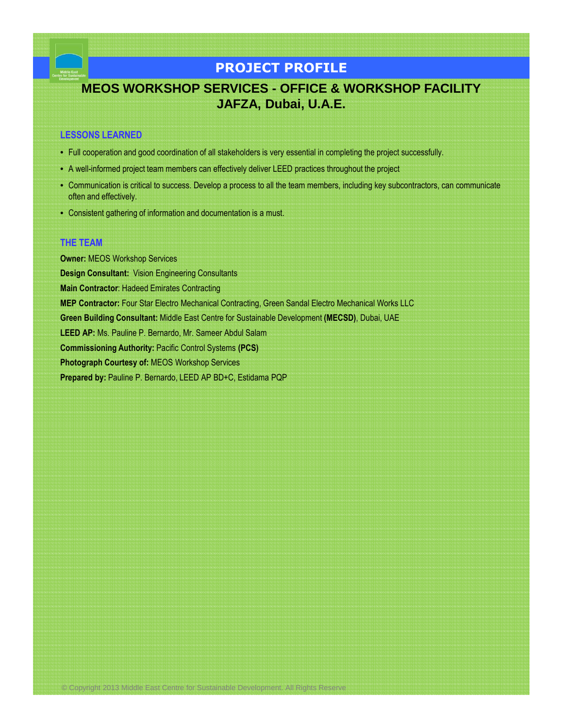## PROJECT PROFILE

# MEOS WORKSHOP SERVICES - OFFICE & WORKSHOP FACILITY
# JAFZA, Dubai, U.A.E.

### LESSONS LEARNED

- Full cooperation and good coordination of all stakeholders is very essential in completing the project successfully.
- A well-informed project team members can effectively deliver LEED practices throughout the project
- Communication is critical to success. Develop a process to all the team members, including key subcontractors, can communicate often and effectively.
- Consistent gathering of information and documentation is a must.

### THE TEAM

**Owner:** MEOS Workshop Services

**Design Consultant:** Vision Engineering Consultants

**Main Contractor**: Hadeed Emirates Contracting

**MEP Contractor:** Four Star Electro Mechanical Contracting, Green Sandal Electro Mechanical Works LLC

**Green Building Consultant:** Middle East Centre for Sustainable Development **(MECSD)**, Dubai, UAE

**LEED AP:** Ms. Pauline P. Bernardo, Mr. Sameer Abdul Salam

**Commissioning Authority:** Pacific Control Systems **(PCS)**

**Photograph Courtesy of:** MEOS Workshop Services

**Prepared by:** Pauline P. Bernardo, LEED AP BD+C, Estidama PQP

© Copyright 2013 Middle East Centre for Sustainable Development. All Rights Reserve